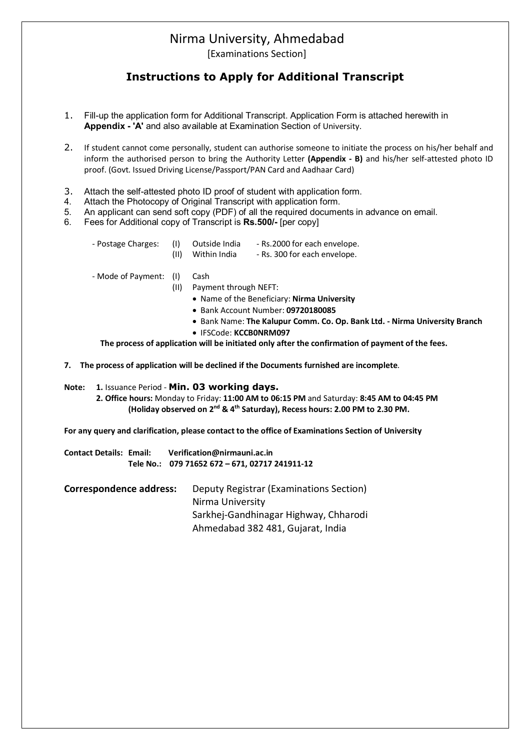# Nirma University, Ahmedabad

[Examinations Section]

## Instructions to Apply for Additional Transcript

1. Fill-up the application form for Additional Transcript. Application Form is attached herewith in **Appendix - 'A'** and also available at Examination Section of University.
2. If student cannot come personally, student can authorise someone to initiate the process on his/her behalf and inform the authorised person to bring the Authority Letter **(Appendix - B)** and his/her self-attested photo ID proof. (Govt. Issued Driving License/Passport/PAN Card and Aadhaar Card)
3. Attach the self-attested photo ID proof of student with application form.
4. Attach the Photocopy of Original Transcript with application form.
5. An applicant can send soft copy (PDF) of all the required documents in advance on email.
6. Fees for Additional copy of Transcript is **Rs.500/-** [per copy]

   - Postage Charges:
     - (I) Outside India - Rs.2000 for each envelope.
     - (II) Within India - Rs. 300 for each envelope.

   - Mode of Payment:
     - (I) Cash
     - (II) Payment through NEFT:
       - Name of the Beneficiary: **Nirma University**
       - Bank Account Number: **09720180085**
       - Bank Name: **The Kalupur Comm. Co. Op. Bank Ltd. - Nirma University Branch**
       - IFSCode: **KCCB0NRM097**

   **The process of application will be initiated only after the confirmation of payment of the fees.**

7. **The process of application will be declined if the Documents furnished are incomplete**.

**Note:** **1.** Issuance Period - **Min. 03 working days.**
**2. Office hours:** Monday to Friday: **11:00 AM to 06:15 PM** and Saturday: **8:45 AM to 04:45 PM (Holiday observed on 2nd & 4th Saturday), Recess hours: 2.00 PM to 2.30 PM.**

**For any query and clarification, please contact to the office of Examinations Section of University**

**Contact Details: Email: Verification@nirmauni.ac.in**
**Tele No.: 079 71652 672 – 671, 02717 241911-12**

**Correspondence address:** Deputy Registrar (Examinations Section)
Nirma University
Sarkhej-Gandhinagar Highway, Chharodi
Ahmedabad 382 481, Gujarat, India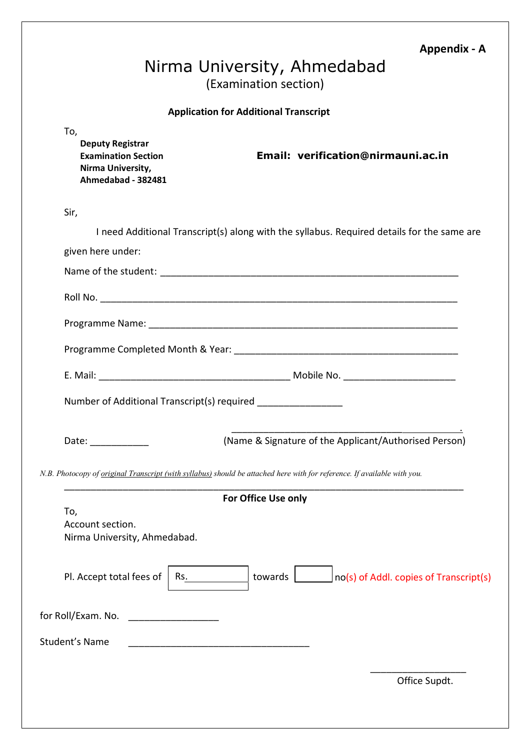**Appendix - A**

# Nirma University, Ahmedabad

(Examination section)

**Application for Additional Transcript**

To,

**Deputy Registrar**
**Examination Section**
**Nirma University,**
**Ahmedabad - 382481**

**Email: verification@nirmauni.ac.in**

Sir,

I need Additional Transcript(s) along with the syllabus. Required details for the same are given here under:

Name of the student: ____________________________________________________________

Roll No. ________________________________________________________________________

Programme Name: _______________________________________________________________

Programme Completed Month & Year: ____________________________________________

E. Mail: ______________________________________ Mobile No. ______________________

Number of Additional Transcript(s) required ________________

Date: ___________

_____________________________________________.

(Name & Signature of the Applicant/Authorised Person)

*N.B. Photocopy of original Transcript (with syllabus) should be attached here with for reference. If available with you.*

---

**For Office Use only**

To,
Account section.
Nirma University, Ahmedabad.

Pl. Accept total fees of | Rs.____________ | towards | ______ | no(s) of Addl. copies of Transcript(s)

for Roll/Exam. No. _________________

Student's Name ___________________________________

___________________

Office Supdt.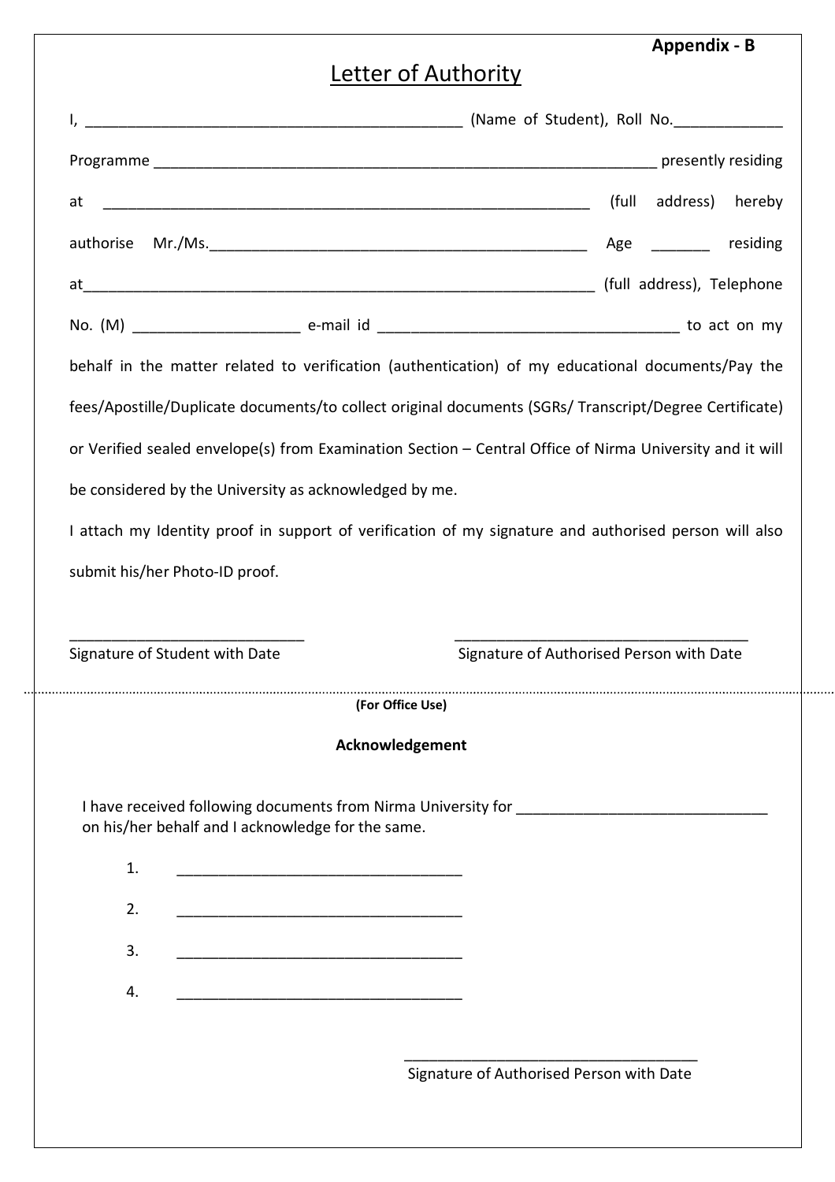**Appendix - B**

# Letter of Authority

I, _____________________________________________ (Name of Student), Roll No.____________

Programme ____________________________________________________________ presently residing

at _________________________________________________________ (full address) hereby

authorise Mr./Ms.____________________________________________ Age _______ residing

at___________________________________________________________ (full address), Telephone

No. (M) ___________________ e-mail id ___________________________________ to act on my

behalf in the matter related to verification (authentication) of my educational documents/Pay the fees/Apostille/Duplicate documents/to collect original documents (SGRs/ Transcript/Degree Certificate) or Verified sealed envelope(s) from Examination Section – Central Office of Nirma University and it will be considered by the University as acknowledged by me.

I attach my Identity proof in support of verification of my signature and authorised person will also submit his/her Photo-ID proof.

___________________________ 
Signature of Student with Date

__________________________________ 
Signature of Authorised Person with Date

---

**(For Office Use)**

**Acknowledgement**

I have received following documents from Nirma University for ______________________________ on his/her behalf and I acknowledge for the same.

1. __________________________________
2. __________________________________
3. __________________________________
4. __________________________________

__________________________________ 
Signature of Authorised Person with Date